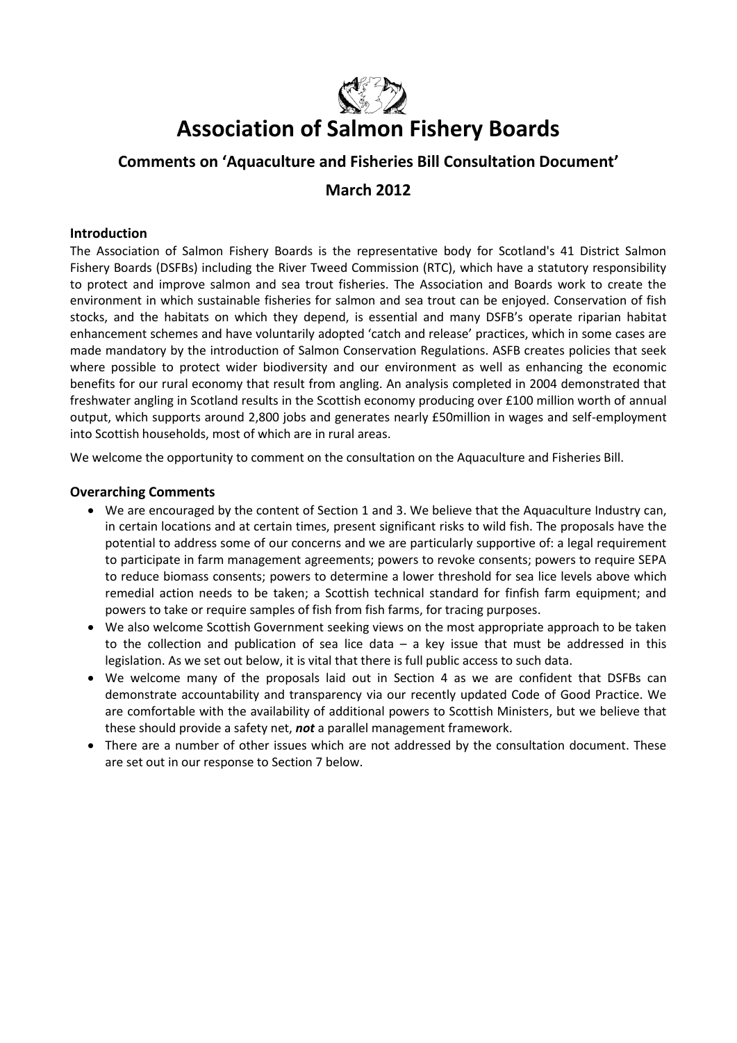# Association of Salmon Fishery Boards

## Comments on 'Aquaculture and Fisheries Bill Consultation Document'

## March 2012

### Introduction

The Association of Salmon Fishery Boards is the representative body for Scotland's 41 District Salmon Fishery Boards (DSFBs) including the River Tweed Commission (RTC), which have a statutory responsibility to protect and improve salmon and sea trout fisheries. The Association and Boards work to create the environment in which sustainable fisheries for salmon and sea trout can be enjoyed. Conservation of fish stocks, and the habitats on which they depend, is essential and many DSFB's operate riparian habitat enhancement schemes and have voluntarily adopted 'catch and release' practices, which in some cases are made mandatory by the introduction of Salmon Conservation Regulations. ASFB creates policies that seek where possible to protect wider biodiversity and our environment as well as enhancing the economic benefits for our rural economy that result from angling. An analysis completed in 2004 demonstrated that freshwater angling in Scotland results in the Scottish economy producing over £100 million worth of annual output, which supports around 2,800 jobs and generates nearly £50million in wages and self-employment into Scottish households, most of which are in rural areas.

We welcome the opportunity to comment on the consultation on the Aquaculture and Fisheries Bill.

### Overarching Comments

- We are encouraged by the content of Section 1 and 3. We believe that the Aquaculture Industry can, in certain locations and at certain times, present significant risks to wild fish. The proposals have the potential to address some of our concerns and we are particularly supportive of: a legal requirement to participate in farm management agreements; powers to revoke consents; powers to require SEPA to reduce biomass consents; powers to determine a lower threshold for sea lice levels above which remedial action needs to be taken; a Scottish technical standard for finfish farm equipment; and powers to take or require samples of fish from fish farms, for tracing purposes.
- We also welcome Scottish Government seeking views on the most appropriate approach to be taken to the collection and publication of sea lice data – a key issue that must be addressed in this legislation. As we set out below, it is vital that there is full public access to such data.
- We welcome many of the proposals laid out in Section 4 as we are confident that DSFBs can demonstrate accountability and transparency via our recently updated Code of Good Practice. We are comfortable with the availability of additional powers to Scottish Ministers, but we believe that these should provide a safety net, ***not*** a parallel management framework.
- There are a number of other issues which are not addressed by the consultation document. These are set out in our response to Section 7 below.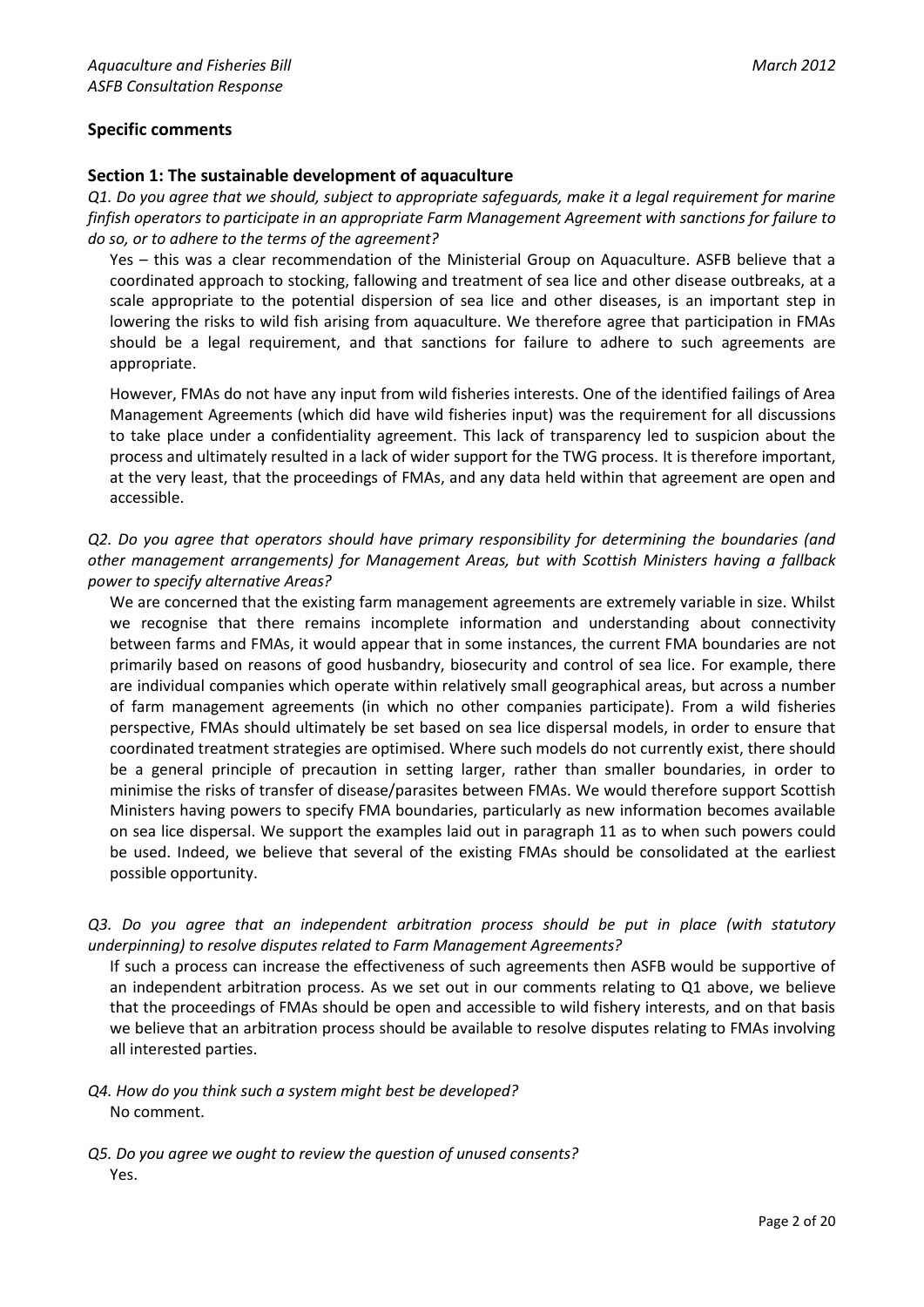## Specific comments

### Section 1: The sustainable development of aquaculture

*Q1. Do you agree that we should, subject to appropriate safeguards, make it a legal requirement for marine finfish operators to participate in an appropriate Farm Management Agreement with sanctions for failure to do so, or to adhere to the terms of the agreement?*

Yes – this was a clear recommendation of the Ministerial Group on Aquaculture. ASFB believe that a coordinated approach to stocking, fallowing and treatment of sea lice and other disease outbreaks, at a scale appropriate to the potential dispersion of sea lice and other diseases, is an important step in lowering the risks to wild fish arising from aquaculture. We therefore agree that participation in FMAs should be a legal requirement, and that sanctions for failure to adhere to such agreements are appropriate.

However, FMAs do not have any input from wild fisheries interests. One of the identified failings of Area Management Agreements (which did have wild fisheries input) was the requirement for all discussions to take place under a confidentiality agreement. This lack of transparency led to suspicion about the process and ultimately resulted in a lack of wider support for the TWG process. It is therefore important, at the very least, that the proceedings of FMAs, and any data held within that agreement are open and accessible.

*Q2. Do you agree that operators should have primary responsibility for determining the boundaries (and other management arrangements) for Management Areas, but with Scottish Ministers having a fallback power to specify alternative Areas?*

We are concerned that the existing farm management agreements are extremely variable in size. Whilst we recognise that there remains incomplete information and understanding about connectivity between farms and FMAs, it would appear that in some instances, the current FMA boundaries are not primarily based on reasons of good husbandry, biosecurity and control of sea lice. For example, there are individual companies which operate within relatively small geographical areas, but across a number of farm management agreements (in which no other companies participate). From a wild fisheries perspective, FMAs should ultimately be set based on sea lice dispersal models, in order to ensure that coordinated treatment strategies are optimised. Where such models do not currently exist, there should be a general principle of precaution in setting larger, rather than smaller boundaries, in order to minimise the risks of transfer of disease/parasites between FMAs. We would therefore support Scottish Ministers having powers to specify FMA boundaries, particularly as new information becomes available on sea lice dispersal. We support the examples laid out in paragraph 11 as to when such powers could be used. Indeed, we believe that several of the existing FMAs should be consolidated at the earliest possible opportunity.

*Q3. Do you agree that an independent arbitration process should be put in place (with statutory underpinning) to resolve disputes related to Farm Management Agreements?*

If such a process can increase the effectiveness of such agreements then ASFB would be supportive of an independent arbitration process. As we set out in our comments relating to Q1 above, we believe that the proceedings of FMAs should be open and accessible to wild fishery interests, and on that basis we believe that an arbitration process should be available to resolve disputes relating to FMAs involving all interested parties.

*Q4. How do you think such a system might best be developed?*

No comment.

*Q5. Do you agree we ought to review the question of unused consents?*

Yes.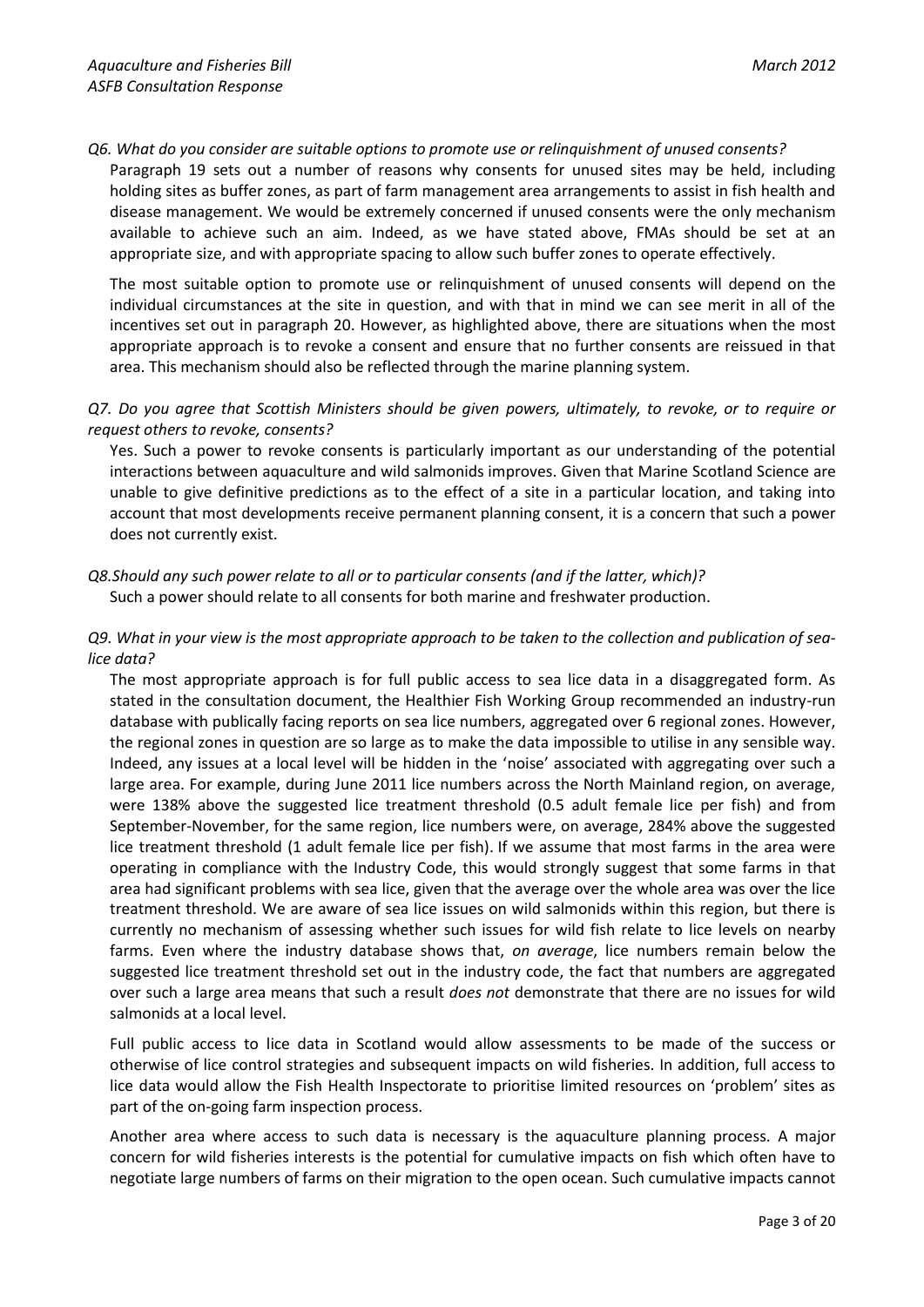*Q6. What do you consider are suitable options to promote use or relinquishment of unused consents?*

Paragraph 19 sets out a number of reasons why consents for unused sites may be held, including holding sites as buffer zones, as part of farm management area arrangements to assist in fish health and disease management. We would be extremely concerned if unused consents were the only mechanism available to achieve such an aim. Indeed, as we have stated above, FMAs should be set at an appropriate size, and with appropriate spacing to allow such buffer zones to operate effectively.

The most suitable option to promote use or relinquishment of unused consents will depend on the individual circumstances at the site in question, and with that in mind we can see merit in all of the incentives set out in paragraph 20. However, as highlighted above, there are situations when the most appropriate approach is to revoke a consent and ensure that no further consents are reissued in that area. This mechanism should also be reflected through the marine planning system.

*Q7. Do you agree that Scottish Ministers should be given powers, ultimately, to revoke, or to require or request others to revoke, consents?*

Yes. Such a power to revoke consents is particularly important as our understanding of the potential interactions between aquaculture and wild salmonids improves. Given that Marine Scotland Science are unable to give definitive predictions as to the effect of a site in a particular location, and taking into account that most developments receive permanent planning consent, it is a concern that such a power does not currently exist.

*Q8.Should any such power relate to all or to particular consents (and if the latter, which)?*

Such a power should relate to all consents for both marine and freshwater production.

*Q9. What in your view is the most appropriate approach to be taken to the collection and publication of sea-lice data?*

The most appropriate approach is for full public access to sea lice data in a disaggregated form. As stated in the consultation document, the Healthier Fish Working Group recommended an industry-run database with publically facing reports on sea lice numbers, aggregated over 6 regional zones. However, the regional zones in question are so large as to make the data impossible to utilise in any sensible way. Indeed, any issues at a local level will be hidden in the 'noise' associated with aggregating over such a large area. For example, during June 2011 lice numbers across the North Mainland region, on average, were 138% above the suggested lice treatment threshold (0.5 adult female lice per fish) and from September-November, for the same region, lice numbers were, on average, 284% above the suggested lice treatment threshold (1 adult female lice per fish). If we assume that most farms in the area were operating in compliance with the Industry Code, this would strongly suggest that some farms in that area had significant problems with sea lice, given that the average over the whole area was over the lice treatment threshold. We are aware of sea lice issues on wild salmonids within this region, but there is currently no mechanism of assessing whether such issues for wild fish relate to lice levels on nearby farms. Even where the industry database shows that, *on average*, lice numbers remain below the suggested lice treatment threshold set out in the industry code, the fact that numbers are aggregated over such a large area means that such a result *does not* demonstrate that there are no issues for wild salmonids at a local level.

Full public access to lice data in Scotland would allow assessments to be made of the success or otherwise of lice control strategies and subsequent impacts on wild fisheries. In addition, full access to lice data would allow the Fish Health Inspectorate to prioritise limited resources on 'problem' sites as part of the on-going farm inspection process.

Another area where access to such data is necessary is the aquaculture planning process. A major concern for wild fisheries interests is the potential for cumulative impacts on fish which often have to negotiate large numbers of farms on their migration to the open ocean. Such cumulative impacts cannot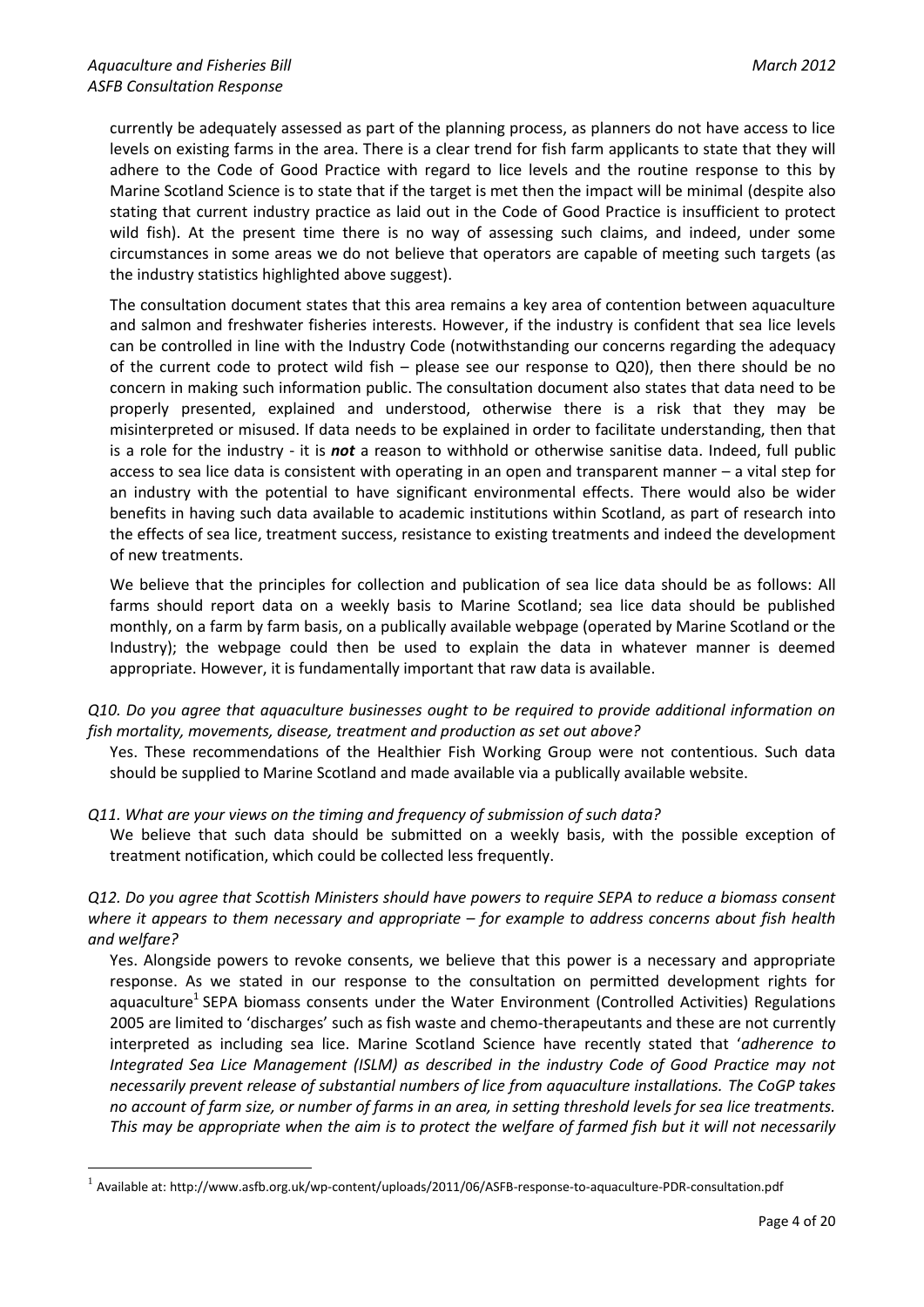currently be adequately assessed as part of the planning process, as planners do not have access to lice levels on existing farms in the area. There is a clear trend for fish farm applicants to state that they will adhere to the Code of Good Practice with regard to lice levels and the routine response to this by Marine Scotland Science is to state that if the target is met then the impact will be minimal (despite also stating that current industry practice as laid out in the Code of Good Practice is insufficient to protect wild fish). At the present time there is no way of assessing such claims, and indeed, under some circumstances in some areas we do not believe that operators are capable of meeting such targets (as the industry statistics highlighted above suggest).

The consultation document states that this area remains a key area of contention between aquaculture and salmon and freshwater fisheries interests. However, if the industry is confident that sea lice levels can be controlled in line with the Industry Code (notwithstanding our concerns regarding the adequacy of the current code to protect wild fish – please see our response to Q20), then there should be no concern in making such information public. The consultation document also states that data need to be properly presented, explained and understood, otherwise there is a risk that they may be misinterpreted or misused. If data needs to be explained in order to facilitate understanding, then that is a role for the industry - it is ***not*** a reason to withhold or otherwise sanitise data. Indeed, full public access to sea lice data is consistent with operating in an open and transparent manner – a vital step for an industry with the potential to have significant environmental effects. There would also be wider benefits in having such data available to academic institutions within Scotland, as part of research into the effects of sea lice, treatment success, resistance to existing treatments and indeed the development of new treatments.

We believe that the principles for collection and publication of sea lice data should be as follows: All farms should report data on a weekly basis to Marine Scotland; sea lice data should be published monthly, on a farm by farm basis, on a publically available webpage (operated by Marine Scotland or the Industry); the webpage could then be used to explain the data in whatever manner is deemed appropriate. However, it is fundamentally important that raw data is available.

*Q10. Do you agree that aquaculture businesses ought to be required to provide additional information on fish mortality, movements, disease, treatment and production as set out above?*

Yes. These recommendations of the Healthier Fish Working Group were not contentious. Such data should be supplied to Marine Scotland and made available via a publically available website.

*Q11. What are your views on the timing and frequency of submission of such data?*

We believe that such data should be submitted on a weekly basis, with the possible exception of treatment notification, which could be collected less frequently.

*Q12. Do you agree that Scottish Ministers should have powers to require SEPA to reduce a biomass consent where it appears to them necessary and appropriate – for example to address concerns about fish health and welfare?*

Yes. Alongside powers to revoke consents, we believe that this power is a necessary and appropriate response. As we stated in our response to the consultation on permitted development rights for aquaculture[1] SEPA biomass consents under the Water Environment (Controlled Activities) Regulations 2005 are limited to 'discharges' such as fish waste and chemo-therapeutants and these are not currently interpreted as including sea lice. Marine Scotland Science have recently stated that '*adherence to Integrated Sea Lice Management (ISLM) as described in the industry Code of Good Practice may not necessarily prevent release of substantial numbers of lice from aquaculture installations. The CoGP takes no account of farm size, or number of farms in an area, in setting threshold levels for sea lice treatments. This may be appropriate when the aim is to protect the welfare of farmed fish but it will not necessarily*

[1] Available at: http://www.asfb.org.uk/wp-content/uploads/2011/06/ASFB-response-to-aquaculture-PDR-consultation.pdf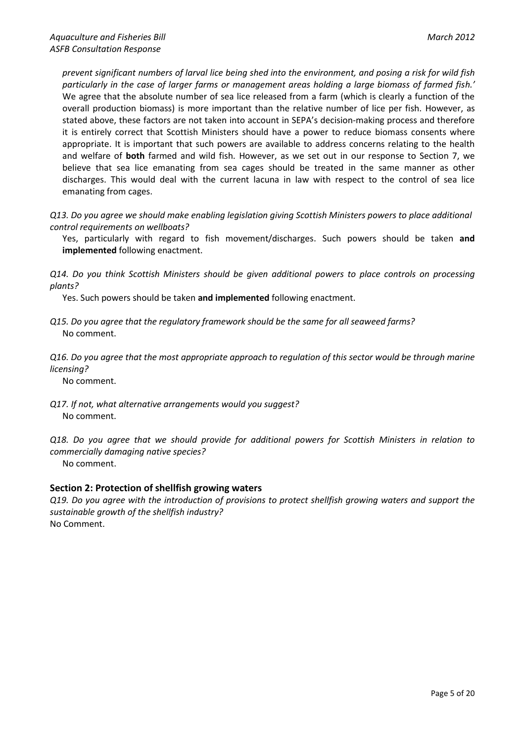*prevent significant numbers of larval lice being shed into the environment, and posing a risk for wild fish particularly in the case of larger farms or management areas holding a large biomass of farmed fish.'* We agree that the absolute number of sea lice released from a farm (which is clearly a function of the overall production biomass) is more important than the relative number of lice per fish. However, as stated above, these factors are not taken into account in SEPA's decision-making process and therefore it is entirely correct that Scottish Ministers should have a power to reduce biomass consents where appropriate. It is important that such powers are available to address concerns relating to the health and welfare of **both** farmed and wild fish. However, as we set out in our response to Section 7, we believe that sea lice emanating from sea cages should be treated in the same manner as other discharges. This would deal with the current lacuna in law with respect to the control of sea lice emanating from cages.

*Q13. Do you agree we should make enabling legislation giving Scottish Ministers powers to place additional control requirements on wellboats?*

Yes, particularly with regard to fish movement/discharges. Such powers should be taken **and implemented** following enactment.

*Q14. Do you think Scottish Ministers should be given additional powers to place controls on processing plants?*

Yes. Such powers should be taken **and implemented** following enactment.

*Q15. Do you agree that the regulatory framework should be the same for all seaweed farms?*

No comment.

*Q16. Do you agree that the most appropriate approach to regulation of this sector would be through marine licensing?*

No comment.

*Q17. If not, what alternative arrangements would you suggest?*

No comment.

*Q18. Do you agree that we should provide for additional powers for Scottish Ministers in relation to commercially damaging native species?*

No comment.

## Section 2: Protection of shellfish growing waters

*Q19. Do you agree with the introduction of provisions to protect shellfish growing waters and support the sustainable growth of the shellfish industry?*

No Comment.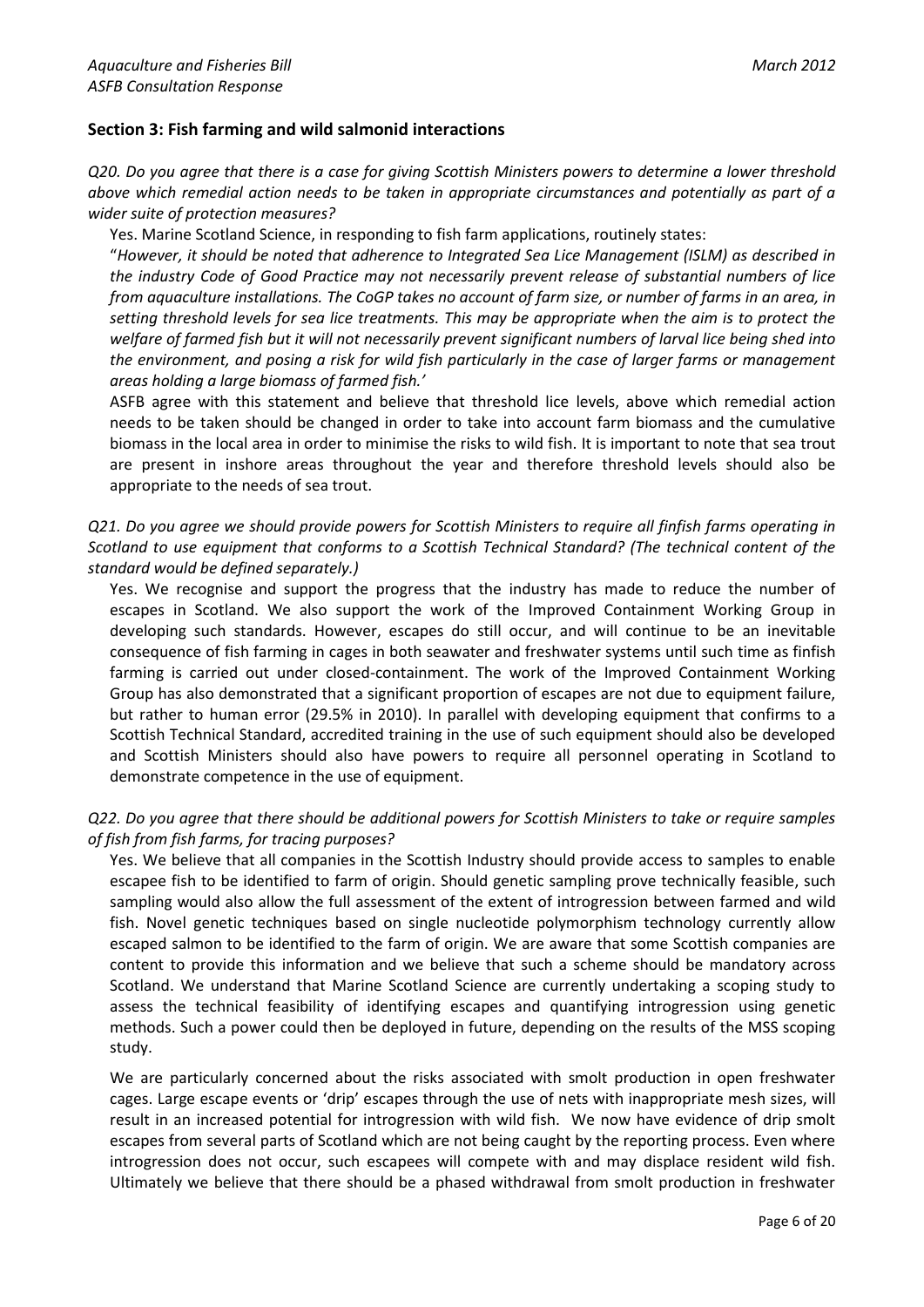## Section 3: Fish farming and wild salmonid interactions

*Q20. Do you agree that there is a case for giving Scottish Ministers powers to determine a lower threshold above which remedial action needs to be taken in appropriate circumstances and potentially as part of a wider suite of protection measures?*

Yes. Marine Scotland Science, in responding to fish farm applications, routinely states:

"*However, it should be noted that adherence to Integrated Sea Lice Management (ISLM) as described in the industry Code of Good Practice may not necessarily prevent release of substantial numbers of lice from aquaculture installations. The CoGP takes no account of farm size, or number of farms in an area, in setting threshold levels for sea lice treatments. This may be appropriate when the aim is to protect the welfare of farmed fish but it will not necessarily prevent significant numbers of larval lice being shed into the environment, and posing a risk for wild fish particularly in the case of larger farms or management areas holding a large biomass of farmed fish.'*

ASFB agree with this statement and believe that threshold lice levels, above which remedial action needs to be taken should be changed in order to take into account farm biomass and the cumulative biomass in the local area in order to minimise the risks to wild fish. It is important to note that sea trout are present in inshore areas throughout the year and therefore threshold levels should also be appropriate to the needs of sea trout.

*Q21. Do you agree we should provide powers for Scottish Ministers to require all finfish farms operating in Scotland to use equipment that conforms to a Scottish Technical Standard? (The technical content of the standard would be defined separately.)*

Yes. We recognise and support the progress that the industry has made to reduce the number of escapes in Scotland. We also support the work of the Improved Containment Working Group in developing such standards. However, escapes do still occur, and will continue to be an inevitable consequence of fish farming in cages in both seawater and freshwater systems until such time as finfish farming is carried out under closed-containment. The work of the Improved Containment Working Group has also demonstrated that a significant proportion of escapes are not due to equipment failure, but rather to human error (29.5% in 2010). In parallel with developing equipment that confirms to a Scottish Technical Standard, accredited training in the use of such equipment should also be developed and Scottish Ministers should also have powers to require all personnel operating in Scotland to demonstrate competence in the use of equipment.

*Q22. Do you agree that there should be additional powers for Scottish Ministers to take or require samples of fish from fish farms, for tracing purposes?*

Yes. We believe that all companies in the Scottish Industry should provide access to samples to enable escapee fish to be identified to farm of origin. Should genetic sampling prove technically feasible, such sampling would also allow the full assessment of the extent of introgression between farmed and wild fish. Novel genetic techniques based on single nucleotide polymorphism technology currently allow escaped salmon to be identified to the farm of origin. We are aware that some Scottish companies are content to provide this information and we believe that such a scheme should be mandatory across Scotland. We understand that Marine Scotland Science are currently undertaking a scoping study to assess the technical feasibility of identifying escapes and quantifying introgression using genetic methods. Such a power could then be deployed in future, depending on the results of the MSS scoping study.

We are particularly concerned about the risks associated with smolt production in open freshwater cages. Large escape events or 'drip' escapes through the use of nets with inappropriate mesh sizes, will result in an increased potential for introgression with wild fish. We now have evidence of drip smolt escapes from several parts of Scotland which are not being caught by the reporting process. Even where introgression does not occur, such escapees will compete with and may displace resident wild fish. Ultimately we believe that there should be a phased withdrawal from smolt production in freshwater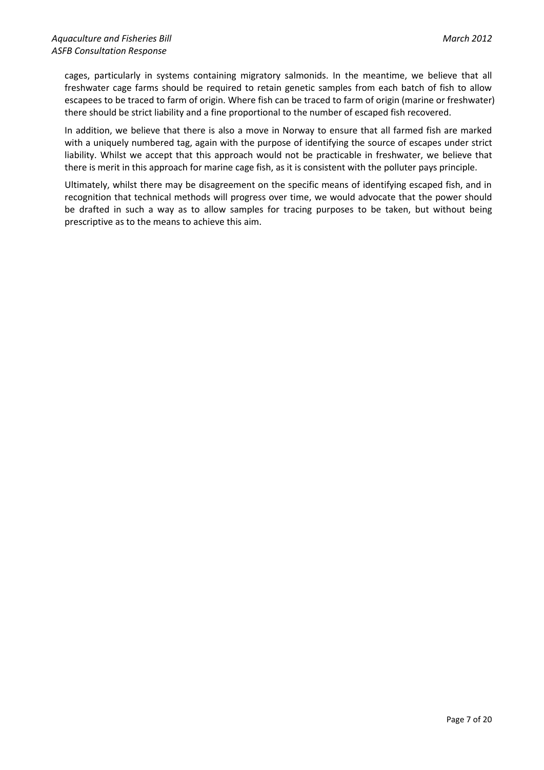cages, particularly in systems containing migratory salmonids. In the meantime, we believe that all freshwater cage farms should be required to retain genetic samples from each batch of fish to allow escapees to be traced to farm of origin. Where fish can be traced to farm of origin (marine or freshwater) there should be strict liability and a fine proportional to the number of escaped fish recovered.

In addition, we believe that there is also a move in Norway to ensure that all farmed fish are marked with a uniquely numbered tag, again with the purpose of identifying the source of escapes under strict liability. Whilst we accept that this approach would not be practicable in freshwater, we believe that there is merit in this approach for marine cage fish, as it is consistent with the polluter pays principle.

Ultimately, whilst there may be disagreement on the specific means of identifying escaped fish, and in recognition that technical methods will progress over time, we would advocate that the power should be drafted in such a way as to allow samples for tracing purposes to be taken, but without being prescriptive as to the means to achieve this aim.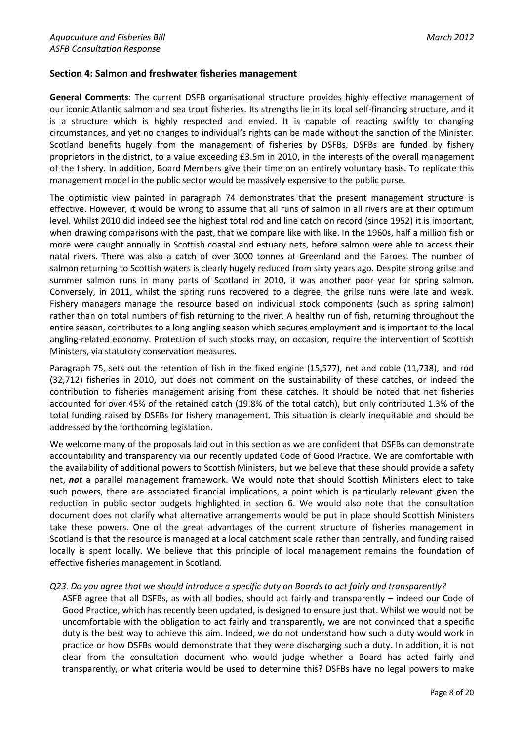## Section 4: Salmon and freshwater fisheries management

**General Comments**: The current DSFB organisational structure provides highly effective management of our iconic Atlantic salmon and sea trout fisheries. Its strengths lie in its local self-financing structure, and it is a structure which is highly respected and envied. It is capable of reacting swiftly to changing circumstances, and yet no changes to individual's rights can be made without the sanction of the Minister. Scotland benefits hugely from the management of fisheries by DSFBs. DSFBs are funded by fishery proprietors in the district, to a value exceeding £3.5m in 2010, in the interests of the overall management of the fishery. In addition, Board Members give their time on an entirely voluntary basis. To replicate this management model in the public sector would be massively expensive to the public purse.

The optimistic view painted in paragraph 74 demonstrates that the present management structure is effective. However, it would be wrong to assume that all runs of salmon in all rivers are at their optimum level. Whilst 2010 did indeed see the highest total rod and line catch on record (since 1952) it is important, when drawing comparisons with the past, that we compare like with like. In the 1960s, half a million fish or more were caught annually in Scottish coastal and estuary nets, before salmon were able to access their natal rivers. There was also a catch of over 3000 tonnes at Greenland and the Faroes. The number of salmon returning to Scottish waters is clearly hugely reduced from sixty years ago. Despite strong grilse and summer salmon runs in many parts of Scotland in 2010, it was another poor year for spring salmon. Conversely, in 2011, whilst the spring runs recovered to a degree, the grilse runs were late and weak. Fishery managers manage the resource based on individual stock components (such as spring salmon) rather than on total numbers of fish returning to the river. A healthy run of fish, returning throughout the entire season, contributes to a long angling season which secures employment and is important to the local angling-related economy. Protection of such stocks may, on occasion, require the intervention of Scottish Ministers, via statutory conservation measures.

Paragraph 75, sets out the retention of fish in the fixed engine (15,577), net and coble (11,738), and rod (32,712) fisheries in 2010, but does not comment on the sustainability of these catches, or indeed the contribution to fisheries management arising from these catches. It should be noted that net fisheries accounted for over 45% of the retained catch (19.8% of the total catch), but only contributed 1.3% of the total funding raised by DSFBs for fishery management. This situation is clearly inequitable and should be addressed by the forthcoming legislation.

We welcome many of the proposals laid out in this section as we are confident that DSFBs can demonstrate accountability and transparency via our recently updated Code of Good Practice. We are comfortable with the availability of additional powers to Scottish Ministers, but we believe that these should provide a safety net, ***not*** a parallel management framework. We would note that should Scottish Ministers elect to take such powers, there are associated financial implications, a point which is particularly relevant given the reduction in public sector budgets highlighted in section 6. We would also note that the consultation document does not clarify what alternative arrangements would be put in place should Scottish Ministers take these powers. One of the great advantages of the current structure of fisheries management in Scotland is that the resource is managed at a local catchment scale rather than centrally, and funding raised locally is spent locally. We believe that this principle of local management remains the foundation of effective fisheries management in Scotland.

*Q23. Do you agree that we should introduce a specific duty on Boards to act fairly and transparently?*

ASFB agree that all DSFBs, as with all bodies, should act fairly and transparently – indeed our Code of Good Practice, which has recently been updated, is designed to ensure just that. Whilst we would not be uncomfortable with the obligation to act fairly and transparently, we are not convinced that a specific duty is the best way to achieve this aim. Indeed, we do not understand how such a duty would work in practice or how DSFBs would demonstrate that they were discharging such a duty. In addition, it is not clear from the consultation document who would judge whether a Board has acted fairly and transparently, or what criteria would be used to determine this? DSFBs have no legal powers to make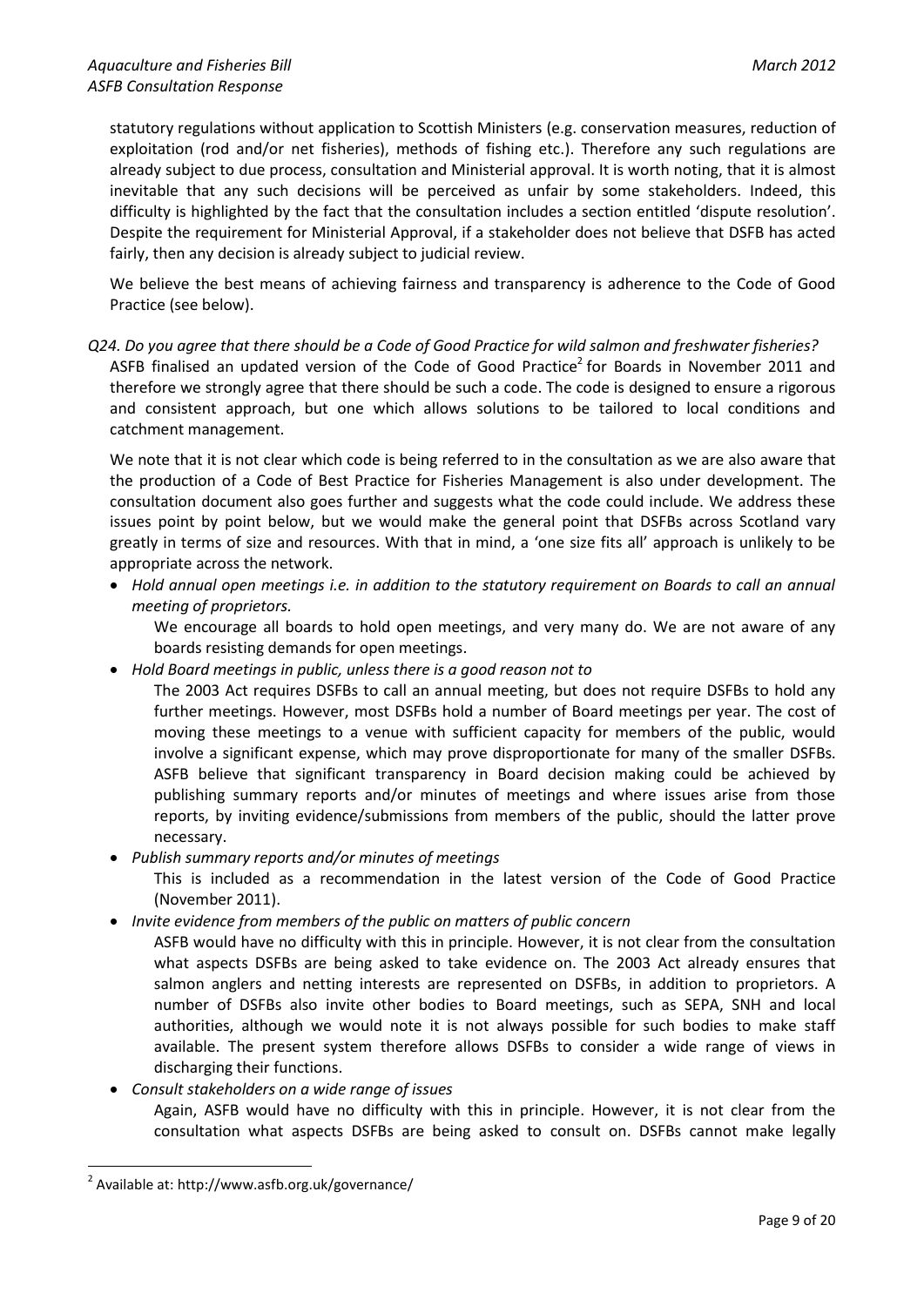statutory regulations without application to Scottish Ministers (e.g. conservation measures, reduction of exploitation (rod and/or net fisheries), methods of fishing etc.). Therefore any such regulations are already subject to due process, consultation and Ministerial approval. It is worth noting, that it is almost inevitable that any such decisions will be perceived as unfair by some stakeholders. Indeed, this difficulty is highlighted by the fact that the consultation includes a section entitled 'dispute resolution'. Despite the requirement for Ministerial Approval, if a stakeholder does not believe that DSFB has acted fairly, then any decision is already subject to judicial review.

We believe the best means of achieving fairness and transparency is adherence to the Code of Good Practice (see below).

*Q24. Do you agree that there should be a Code of Good Practice for wild salmon and freshwater fisheries?*

ASFB finalised an updated version of the Code of Good Practice[2] for Boards in November 2011 and therefore we strongly agree that there should be such a code. The code is designed to ensure a rigorous and consistent approach, but one which allows solutions to be tailored to local conditions and catchment management.

We note that it is not clear which code is being referred to in the consultation as we are also aware that the production of a Code of Best Practice for Fisheries Management is also under development. The consultation document also goes further and suggests what the code could include. We address these issues point by point below, but we would make the general point that DSFBs across Scotland vary greatly in terms of size and resources. With that in mind, a 'one size fits all' approach is unlikely to be appropriate across the network.

- *Hold annual open meetings i.e. in addition to the statutory requirement on Boards to call an annual meeting of proprietors.*

  We encourage all boards to hold open meetings, and very many do. We are not aware of any boards resisting demands for open meetings.

- *Hold Board meetings in public, unless there is a good reason not to*

  The 2003 Act requires DSFBs to call an annual meeting, but does not require DSFBs to hold any further meetings. However, most DSFBs hold a number of Board meetings per year. The cost of moving these meetings to a venue with sufficient capacity for members of the public, would involve a significant expense, which may prove disproportionate for many of the smaller DSFBs. ASFB believe that significant transparency in Board decision making could be achieved by publishing summary reports and/or minutes of meetings and where issues arise from those reports, by inviting evidence/submissions from members of the public, should the latter prove necessary.

- *Publish summary reports and/or minutes of meetings*

  This is included as a recommendation in the latest version of the Code of Good Practice (November 2011).

- *Invite evidence from members of the public on matters of public concern*

  ASFB would have no difficulty with this in principle. However, it is not clear from the consultation what aspects DSFBs are being asked to take evidence on. The 2003 Act already ensures that salmon anglers and netting interests are represented on DSFBs, in addition to proprietors. A number of DSFBs also invite other bodies to Board meetings, such as SEPA, SNH and local authorities, although we would note it is not always possible for such bodies to make staff available. The present system therefore allows DSFBs to consider a wide range of views in discharging their functions.

- *Consult stakeholders on a wide range of issues*

  Again, ASFB would have no difficulty with this in principle. However, it is not clear from the consultation what aspects DSFBs are being asked to consult on. DSFBs cannot make legally

---

[2] Available at: http://www.asfb.org.uk/governance/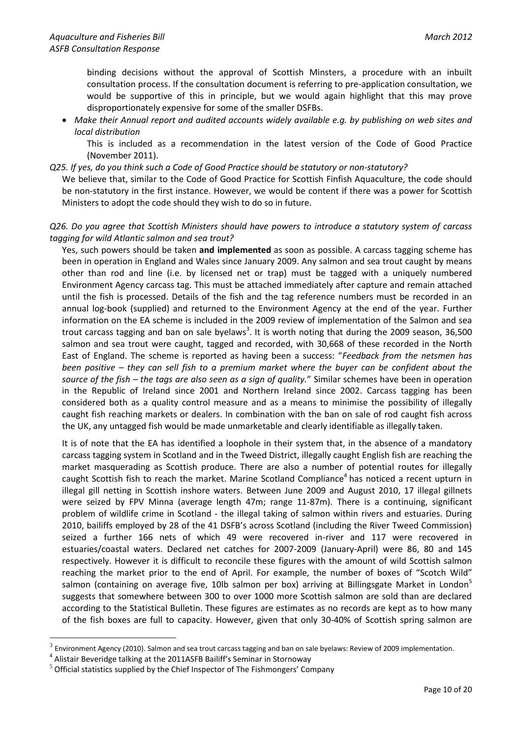binding decisions without the approval of Scottish Minsters, a procedure with an inbuilt consultation process. If the consultation document is referring to pre-application consultation, we would be supportive of this in principle, but we would again highlight that this may prove disproportionately expensive for some of the smaller DSFBs.

- *Make their Annual report and audited accounts widely available e.g. by publishing on web sites and local distribution*

  This is included as a recommendation in the latest version of the Code of Good Practice (November 2011).

*Q25. If yes, do you think such a Code of Good Practice should be statutory or non-statutory?*

We believe that, similar to the Code of Good Practice for Scottish Finfish Aquaculture, the code should be non-statutory in the first instance. However, we would be content if there was a power for Scottish Ministers to adopt the code should they wish to do so in future.

*Q26. Do you agree that Scottish Ministers should have powers to introduce a statutory system of carcass tagging for wild Atlantic salmon and sea trout?*

Yes, such powers should be taken **and implemented** as soon as possible. A carcass tagging scheme has been in operation in England and Wales since January 2009. Any salmon and sea trout caught by means other than rod and line (i.e. by licensed net or trap) must be tagged with a uniquely numbered Environment Agency carcass tag. This must be attached immediately after capture and remain attached until the fish is processed. Details of the fish and the tag reference numbers must be recorded in an annual log-book (supplied) and returned to the Environment Agency at the end of the year. Further information on the EA scheme is included in the 2009 review of implementation of the Salmon and sea trout carcass tagging and ban on sale byelaws[3]. It is worth noting that during the 2009 season, 36,500 salmon and sea trout were caught, tagged and recorded, with 30,668 of these recorded in the North East of England. The scheme is reported as having been a success: "*Feedback from the netsmen has been positive – they can sell fish to a premium market where the buyer can be confident about the source of the fish – the tags are also seen as a sign of quality.*" Similar schemes have been in operation in the Republic of Ireland since 2001 and Northern Ireland since 2002. Carcass tagging has been considered both as a quality control measure and as a means to minimise the possibility of illegally caught fish reaching markets or dealers. In combination with the ban on sale of rod caught fish across the UK, any untagged fish would be made unmarketable and clearly identifiable as illegally taken.

It is of note that the EA has identified a loophole in their system that, in the absence of a mandatory carcass tagging system in Scotland and in the Tweed District, illegally caught English fish are reaching the market masquerading as Scottish produce. There are also a number of potential routes for illegally caught Scottish fish to reach the market. Marine Scotland Compliance[4] has noticed a recent upturn in illegal gill netting in Scottish inshore waters. Between June 2009 and August 2010, 17 illegal gillnets were seized by FPV Minna (average length 47m; range 11-87m). There is a continuing, significant problem of wildlife crime in Scotland - the illegal taking of salmon within rivers and estuaries. During 2010, bailiffs employed by 28 of the 41 DSFB's across Scotland (including the River Tweed Commission) seized a further 166 nets of which 49 were recovered in-river and 117 were recovered in estuaries/coastal waters. Declared net catches for 2007-2009 (January-April) were 86, 80 and 145 respectively. However it is difficult to reconcile these figures with the amount of wild Scottish salmon reaching the market prior to the end of April. For example, the number of boxes of "Scotch Wild" salmon (containing on average five, 10lb salmon per box) arriving at Billingsgate Market in London[5] suggests that somewhere between 300 to over 1000 more Scottish salmon are sold than are declared according to the Statistical Bulletin. These figures are estimates as no records are kept as to how many of the fish boxes are full to capacity. However, given that only 30-40% of Scottish spring salmon are

---

[3] Environment Agency (2010). Salmon and sea trout carcass tagging and ban on sale byelaws: Review of 2009 implementation.

[4] Alistair Beveridge talking at the 2011ASFB Bailiff's Seminar in Stornoway

[5] Official statistics supplied by the Chief Inspector of The Fishmongers' Company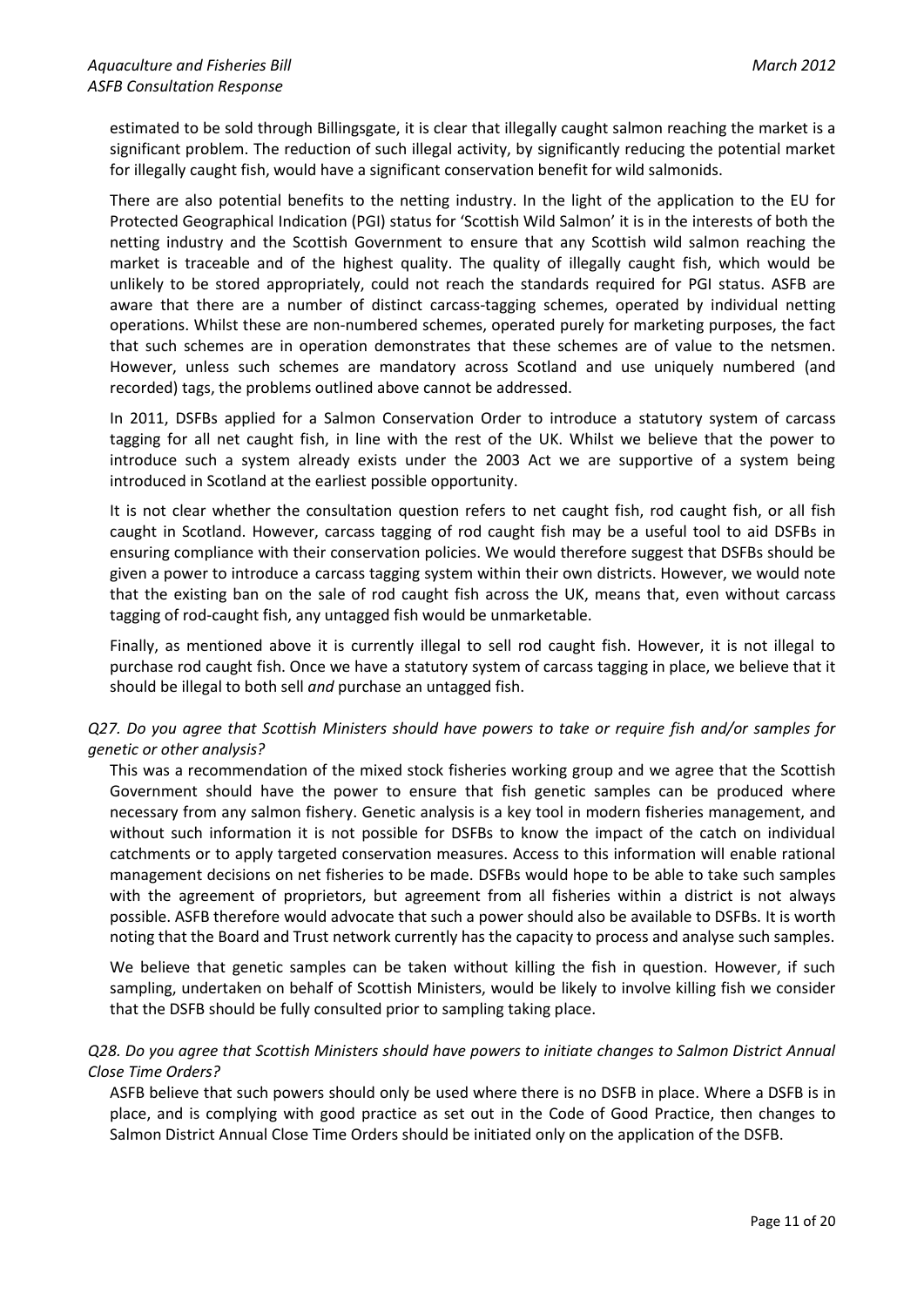estimated to be sold through Billingsgate, it is clear that illegally caught salmon reaching the market is a significant problem. The reduction of such illegal activity, by significantly reducing the potential market for illegally caught fish, would have a significant conservation benefit for wild salmonids.

There are also potential benefits to the netting industry. In the light of the application to the EU for Protected Geographical Indication (PGI) status for 'Scottish Wild Salmon' it is in the interests of both the netting industry and the Scottish Government to ensure that any Scottish wild salmon reaching the market is traceable and of the highest quality. The quality of illegally caught fish, which would be unlikely to be stored appropriately, could not reach the standards required for PGI status. ASFB are aware that there are a number of distinct carcass-tagging schemes, operated by individual netting operations. Whilst these are non-numbered schemes, operated purely for marketing purposes, the fact that such schemes are in operation demonstrates that these schemes are of value to the netsmen. However, unless such schemes are mandatory across Scotland and use uniquely numbered (and recorded) tags, the problems outlined above cannot be addressed.

In 2011, DSFBs applied for a Salmon Conservation Order to introduce a statutory system of carcass tagging for all net caught fish, in line with the rest of the UK. Whilst we believe that the power to introduce such a system already exists under the 2003 Act we are supportive of a system being introduced in Scotland at the earliest possible opportunity.

It is not clear whether the consultation question refers to net caught fish, rod caught fish, or all fish caught in Scotland. However, carcass tagging of rod caught fish may be a useful tool to aid DSFBs in ensuring compliance with their conservation policies. We would therefore suggest that DSFBs should be given a power to introduce a carcass tagging system within their own districts. However, we would note that the existing ban on the sale of rod caught fish across the UK, means that, even without carcass tagging of rod-caught fish, any untagged fish would be unmarketable.

Finally, as mentioned above it is currently illegal to sell rod caught fish. However, it is not illegal to purchase rod caught fish. Once we have a statutory system of carcass tagging in place, we believe that it should be illegal to both sell *and* purchase an untagged fish.

*Q27. Do you agree that Scottish Ministers should have powers to take or require fish and/or samples for genetic or other analysis?*

This was a recommendation of the mixed stock fisheries working group and we agree that the Scottish Government should have the power to ensure that fish genetic samples can be produced where necessary from any salmon fishery. Genetic analysis is a key tool in modern fisheries management, and without such information it is not possible for DSFBs to know the impact of the catch on individual catchments or to apply targeted conservation measures. Access to this information will enable rational management decisions on net fisheries to be made. DSFBs would hope to be able to take such samples with the agreement of proprietors, but agreement from all fisheries within a district is not always possible. ASFB therefore would advocate that such a power should also be available to DSFBs. It is worth noting that the Board and Trust network currently has the capacity to process and analyse such samples.

We believe that genetic samples can be taken without killing the fish in question. However, if such sampling, undertaken on behalf of Scottish Ministers, would be likely to involve killing fish we consider that the DSFB should be fully consulted prior to sampling taking place.

*Q28. Do you agree that Scottish Ministers should have powers to initiate changes to Salmon District Annual Close Time Orders?*

ASFB believe that such powers should only be used where there is no DSFB in place. Where a DSFB is in place, and is complying with good practice as set out in the Code of Good Practice, then changes to Salmon District Annual Close Time Orders should be initiated only on the application of the DSFB.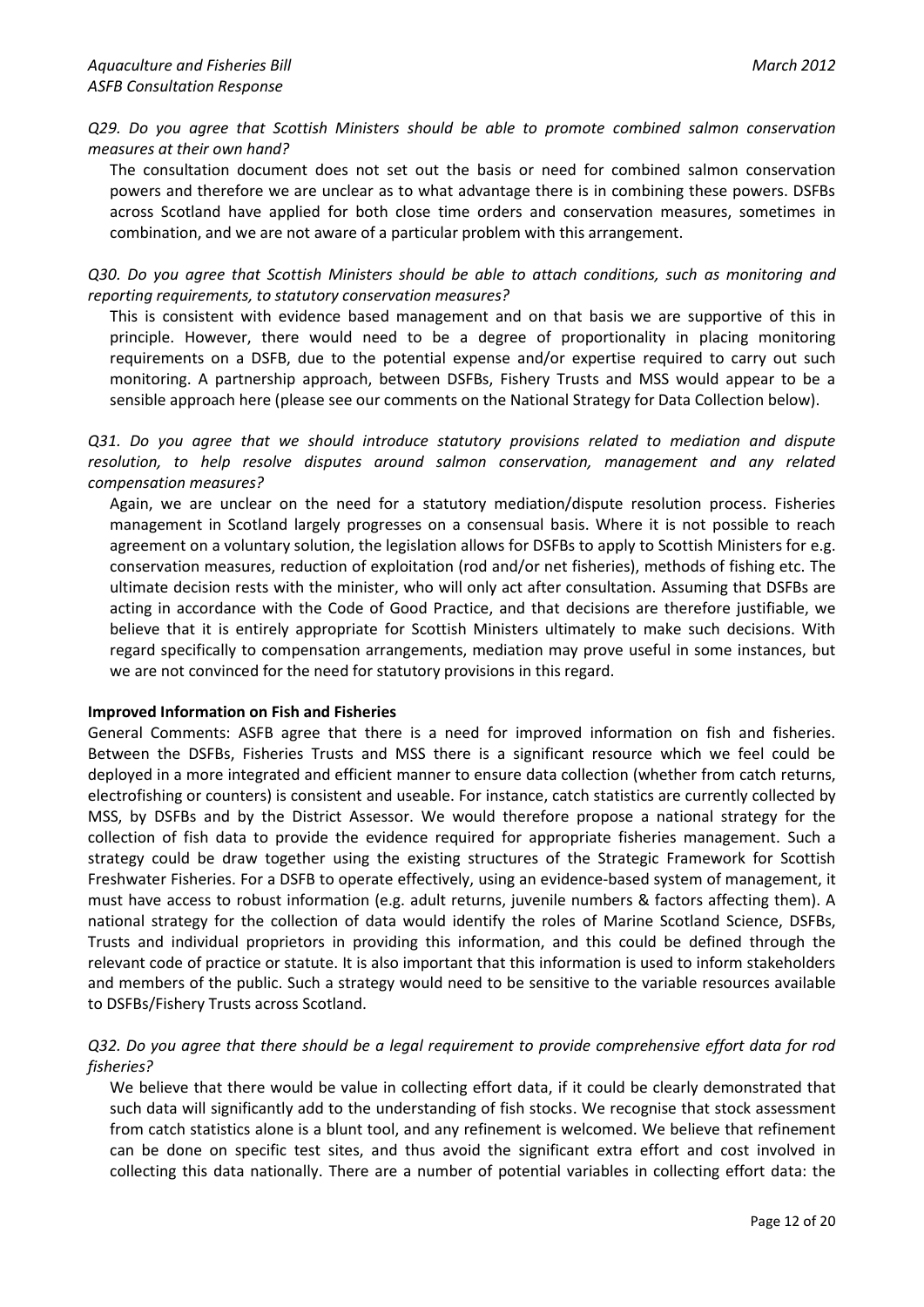*Q29. Do you agree that Scottish Ministers should be able to promote combined salmon conservation measures at their own hand?*

The consultation document does not set out the basis or need for combined salmon conservation powers and therefore we are unclear as to what advantage there is in combining these powers. DSFBs across Scotland have applied for both close time orders and conservation measures, sometimes in combination, and we are not aware of a particular problem with this arrangement.

*Q30. Do you agree that Scottish Ministers should be able to attach conditions, such as monitoring and reporting requirements, to statutory conservation measures?*

This is consistent with evidence based management and on that basis we are supportive of this in principle. However, there would need to be a degree of proportionality in placing monitoring requirements on a DSFB, due to the potential expense and/or expertise required to carry out such monitoring. A partnership approach, between DSFBs, Fishery Trusts and MSS would appear to be a sensible approach here (please see our comments on the National Strategy for Data Collection below).

*Q31. Do you agree that we should introduce statutory provisions related to mediation and dispute resolution, to help resolve disputes around salmon conservation, management and any related compensation measures?*

Again, we are unclear on the need for a statutory mediation/dispute resolution process. Fisheries management in Scotland largely progresses on a consensual basis. Where it is not possible to reach agreement on a voluntary solution, the legislation allows for DSFBs to apply to Scottish Ministers for e.g. conservation measures, reduction of exploitation (rod and/or net fisheries), methods of fishing etc. The ultimate decision rests with the minister, who will only act after consultation. Assuming that DSFBs are acting in accordance with the Code of Good Practice, and that decisions are therefore justifiable, we believe that it is entirely appropriate for Scottish Ministers ultimately to make such decisions. With regard specifically to compensation arrangements, mediation may prove useful in some instances, but we are not convinced for the need for statutory provisions in this regard.

**Improved Information on Fish and Fisheries**

General Comments: ASFB agree that there is a need for improved information on fish and fisheries. Between the DSFBs, Fisheries Trusts and MSS there is a significant resource which we feel could be deployed in a more integrated and efficient manner to ensure data collection (whether from catch returns, electrofishing or counters) is consistent and useable. For instance, catch statistics are currently collected by MSS, by DSFBs and by the District Assessor. We would therefore propose a national strategy for the collection of fish data to provide the evidence required for appropriate fisheries management. Such a strategy could be draw together using the existing structures of the Strategic Framework for Scottish Freshwater Fisheries. For a DSFB to operate effectively, using an evidence-based system of management, it must have access to robust information (e.g. adult returns, juvenile numbers & factors affecting them). A national strategy for the collection of data would identify the roles of Marine Scotland Science, DSFBs, Trusts and individual proprietors in providing this information, and this could be defined through the relevant code of practice or statute. It is also important that this information is used to inform stakeholders and members of the public. Such a strategy would need to be sensitive to the variable resources available to DSFBs/Fishery Trusts across Scotland.

*Q32. Do you agree that there should be a legal requirement to provide comprehensive effort data for rod fisheries?*

We believe that there would be value in collecting effort data, if it could be clearly demonstrated that such data will significantly add to the understanding of fish stocks. We recognise that stock assessment from catch statistics alone is a blunt tool, and any refinement is welcomed. We believe that refinement can be done on specific test sites, and thus avoid the significant extra effort and cost involved in collecting this data nationally. There are a number of potential variables in collecting effort data: the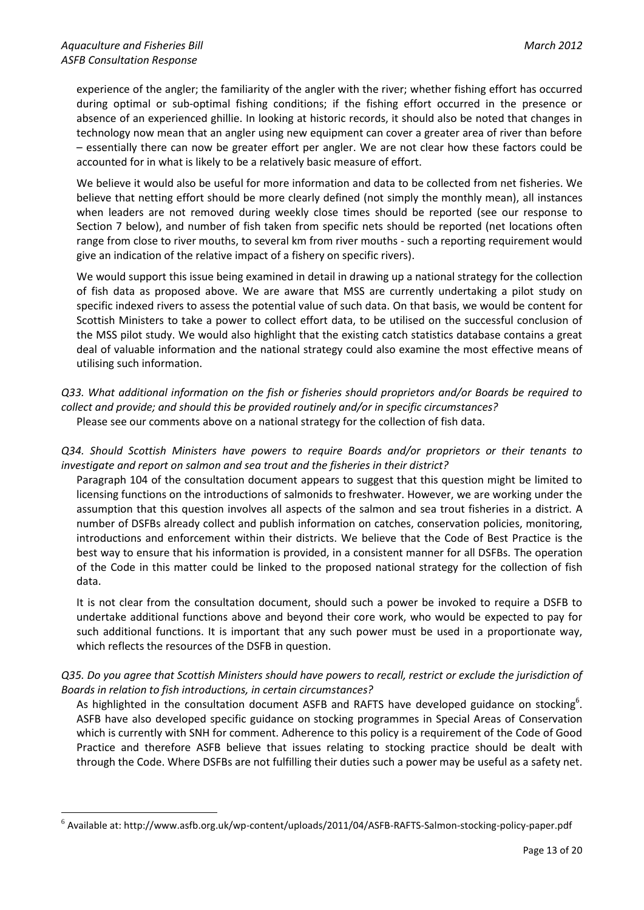experience of the angler; the familiarity of the angler with the river; whether fishing effort has occurred during optimal or sub-optimal fishing conditions; if the fishing effort occurred in the presence or absence of an experienced ghillie. In looking at historic records, it should also be noted that changes in technology now mean that an angler using new equipment can cover a greater area of river than before – essentially there can now be greater effort per angler. We are not clear how these factors could be accounted for in what is likely to be a relatively basic measure of effort.

We believe it would also be useful for more information and data to be collected from net fisheries. We believe that netting effort should be more clearly defined (not simply the monthly mean), all instances when leaders are not removed during weekly close times should be reported (see our response to Section 7 below), and number of fish taken from specific nets should be reported (net locations often range from close to river mouths, to several km from river mouths - such a reporting requirement would give an indication of the relative impact of a fishery on specific rivers).

We would support this issue being examined in detail in drawing up a national strategy for the collection of fish data as proposed above. We are aware that MSS are currently undertaking a pilot study on specific indexed rivers to assess the potential value of such data. On that basis, we would be content for Scottish Ministers to take a power to collect effort data, to be utilised on the successful conclusion of the MSS pilot study. We would also highlight that the existing catch statistics database contains a great deal of valuable information and the national strategy could also examine the most effective means of utilising such information.

*Q33. What additional information on the fish or fisheries should proprietors and/or Boards be required to collect and provide; and should this be provided routinely and/or in specific circumstances?*

Please see our comments above on a national strategy for the collection of fish data.

*Q34. Should Scottish Ministers have powers to require Boards and/or proprietors or their tenants to investigate and report on salmon and sea trout and the fisheries in their district?*

Paragraph 104 of the consultation document appears to suggest that this question might be limited to licensing functions on the introductions of salmonids to freshwater. However, we are working under the assumption that this question involves all aspects of the salmon and sea trout fisheries in a district. A number of DSFBs already collect and publish information on catches, conservation policies, monitoring, introductions and enforcement within their districts. We believe that the Code of Best Practice is the best way to ensure that his information is provided, in a consistent manner for all DSFBs. The operation of the Code in this matter could be linked to the proposed national strategy for the collection of fish data.

It is not clear from the consultation document, should such a power be invoked to require a DSFB to undertake additional functions above and beyond their core work, who would be expected to pay for such additional functions. It is important that any such power must be used in a proportionate way, which reflects the resources of the DSFB in question.

*Q35. Do you agree that Scottish Ministers should have powers to recall, restrict or exclude the jurisdiction of Boards in relation to fish introductions, in certain circumstances?*

As highlighted in the consultation document ASFB and RAFTS have developed guidance on stocking[6]. ASFB have also developed specific guidance on stocking programmes in Special Areas of Conservation which is currently with SNH for comment. Adherence to this policy is a requirement of the Code of Good Practice and therefore ASFB believe that issues relating to stocking practice should be dealt with through the Code. Where DSFBs are not fulfilling their duties such a power may be useful as a safety net.

---

[6] Available at: http://www.asfb.org.uk/wp-content/uploads/2011/04/ASFB-RAFTS-Salmon-stocking-policy-paper.pdf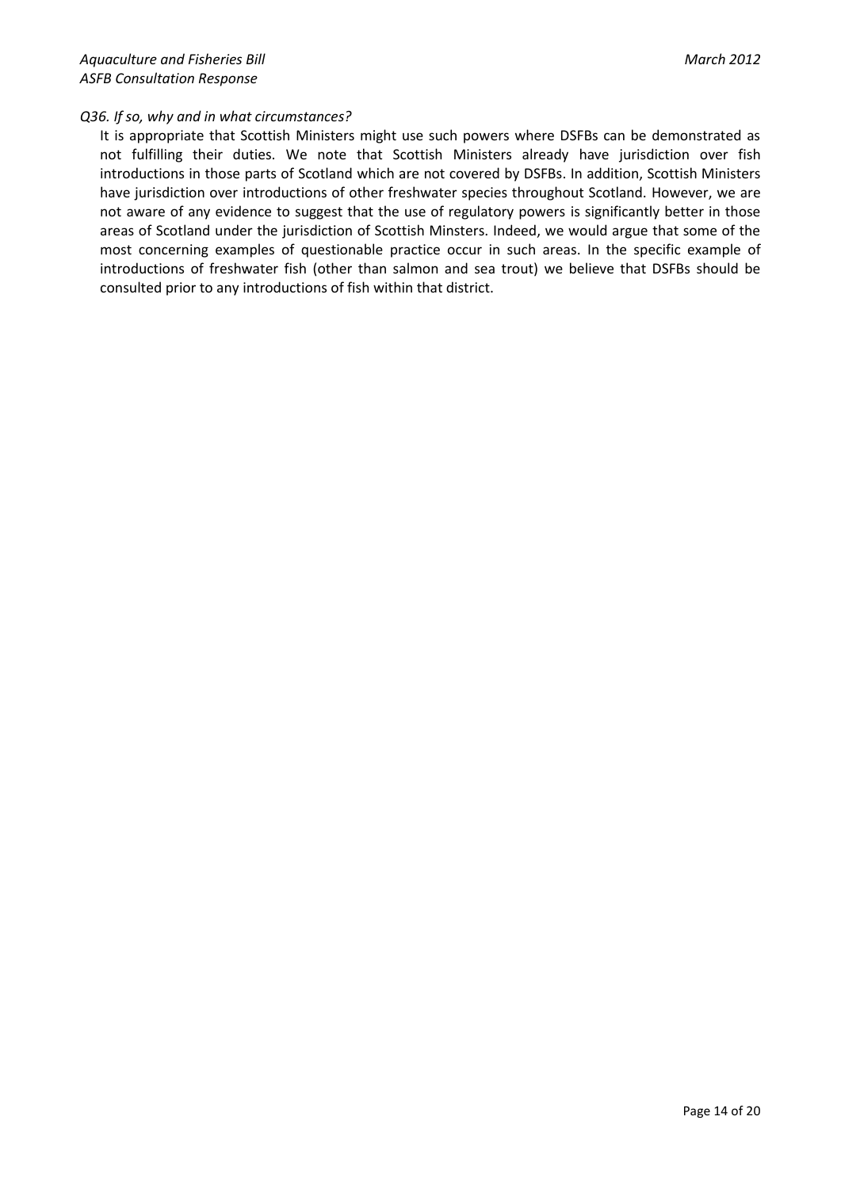*Q36. If so, why and in what circumstances?*

It is appropriate that Scottish Ministers might use such powers where DSFBs can be demonstrated as not fulfilling their duties. We note that Scottish Ministers already have jurisdiction over fish introductions in those parts of Scotland which are not covered by DSFBs. In addition, Scottish Ministers have jurisdiction over introductions of other freshwater species throughout Scotland. However, we are not aware of any evidence to suggest that the use of regulatory powers is significantly better in those areas of Scotland under the jurisdiction of Scottish Minsters. Indeed, we would argue that some of the most concerning examples of questionable practice occur in such areas. In the specific example of introductions of freshwater fish (other than salmon and sea trout) we believe that DSFBs should be consulted prior to any introductions of fish within that district.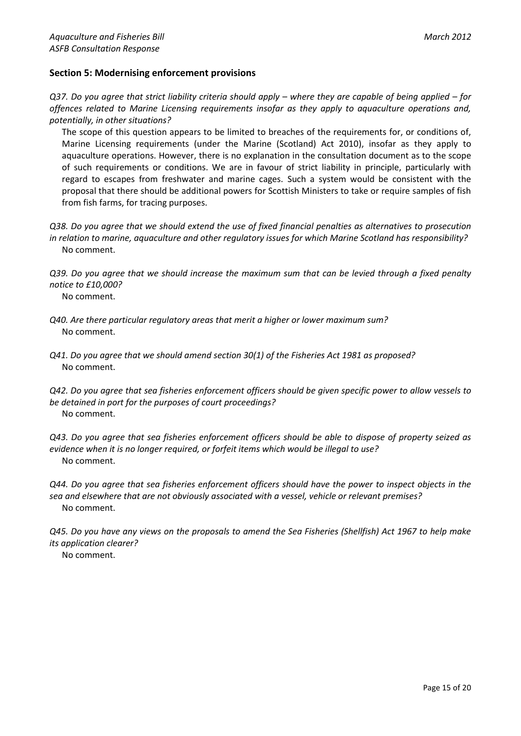## Section 5: Modernising enforcement provisions

*Q37. Do you agree that strict liability criteria should apply – where they are capable of being applied – for offences related to Marine Licensing requirements insofar as they apply to aquaculture operations and, potentially, in other situations?*

The scope of this question appears to be limited to breaches of the requirements for, or conditions of, Marine Licensing requirements (under the Marine (Scotland) Act 2010), insofar as they apply to aquaculture operations. However, there is no explanation in the consultation document as to the scope of such requirements or conditions. We are in favour of strict liability in principle, particularly with regard to escapes from freshwater and marine cages. Such a system would be consistent with the proposal that there should be additional powers for Scottish Ministers to take or require samples of fish from fish farms, for tracing purposes.

*Q38. Do you agree that we should extend the use of fixed financial penalties as alternatives to prosecution in relation to marine, aquaculture and other regulatory issues for which Marine Scotland has responsibility?*

No comment.

*Q39. Do you agree that we should increase the maximum sum that can be levied through a fixed penalty notice to £10,000?*

No comment.

*Q40. Are there particular regulatory areas that merit a higher or lower maximum sum?*

No comment.

*Q41. Do you agree that we should amend section 30(1) of the Fisheries Act 1981 as proposed?*

No comment.

*Q42. Do you agree that sea fisheries enforcement officers should be given specific power to allow vessels to be detained in port for the purposes of court proceedings?*

No comment.

*Q43. Do you agree that sea fisheries enforcement officers should be able to dispose of property seized as evidence when it is no longer required, or forfeit items which would be illegal to use?*

No comment.

*Q44. Do you agree that sea fisheries enforcement officers should have the power to inspect objects in the sea and elsewhere that are not obviously associated with a vessel, vehicle or relevant premises?*

No comment.

*Q45. Do you have any views on the proposals to amend the Sea Fisheries (Shellfish) Act 1967 to help make its application clearer?*

No comment.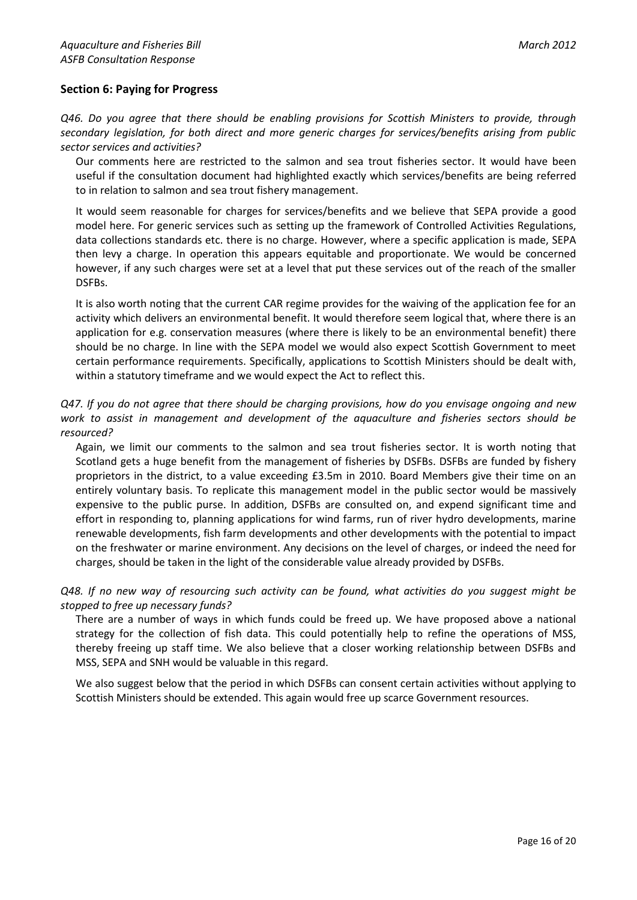## Section 6: Paying for Progress

*Q46. Do you agree that there should be enabling provisions for Scottish Ministers to provide, through secondary legislation, for both direct and more generic charges for services/benefits arising from public sector services and activities?*

Our comments here are restricted to the salmon and sea trout fisheries sector. It would have been useful if the consultation document had highlighted exactly which services/benefits are being referred to in relation to salmon and sea trout fishery management.

It would seem reasonable for charges for services/benefits and we believe that SEPA provide a good model here. For generic services such as setting up the framework of Controlled Activities Regulations, data collections standards etc. there is no charge. However, where a specific application is made, SEPA then levy a charge. In operation this appears equitable and proportionate. We would be concerned however, if any such charges were set at a level that put these services out of the reach of the smaller DSFBs.

It is also worth noting that the current CAR regime provides for the waiving of the application fee for an activity which delivers an environmental benefit. It would therefore seem logical that, where there is an application for e.g. conservation measures (where there is likely to be an environmental benefit) there should be no charge. In line with the SEPA model we would also expect Scottish Government to meet certain performance requirements. Specifically, applications to Scottish Ministers should be dealt with, within a statutory timeframe and we would expect the Act to reflect this.

*Q47. If you do not agree that there should be charging provisions, how do you envisage ongoing and new work to assist in management and development of the aquaculture and fisheries sectors should be resourced?*

Again, we limit our comments to the salmon and sea trout fisheries sector. It is worth noting that Scotland gets a huge benefit from the management of fisheries by DSFBs. DSFBs are funded by fishery proprietors in the district, to a value exceeding £3.5m in 2010. Board Members give their time on an entirely voluntary basis. To replicate this management model in the public sector would be massively expensive to the public purse. In addition, DSFBs are consulted on, and expend significant time and effort in responding to, planning applications for wind farms, run of river hydro developments, marine renewable developments, fish farm developments and other developments with the potential to impact on the freshwater or marine environment. Any decisions on the level of charges, or indeed the need for charges, should be taken in the light of the considerable value already provided by DSFBs.

*Q48. If no new way of resourcing such activity can be found, what activities do you suggest might be stopped to free up necessary funds?*

There are a number of ways in which funds could be freed up. We have proposed above a national strategy for the collection of fish data. This could potentially help to refine the operations of MSS, thereby freeing up staff time. We also believe that a closer working relationship between DSFBs and MSS, SEPA and SNH would be valuable in this regard.

We also suggest below that the period in which DSFBs can consent certain activities without applying to Scottish Ministers should be extended. This again would free up scarce Government resources.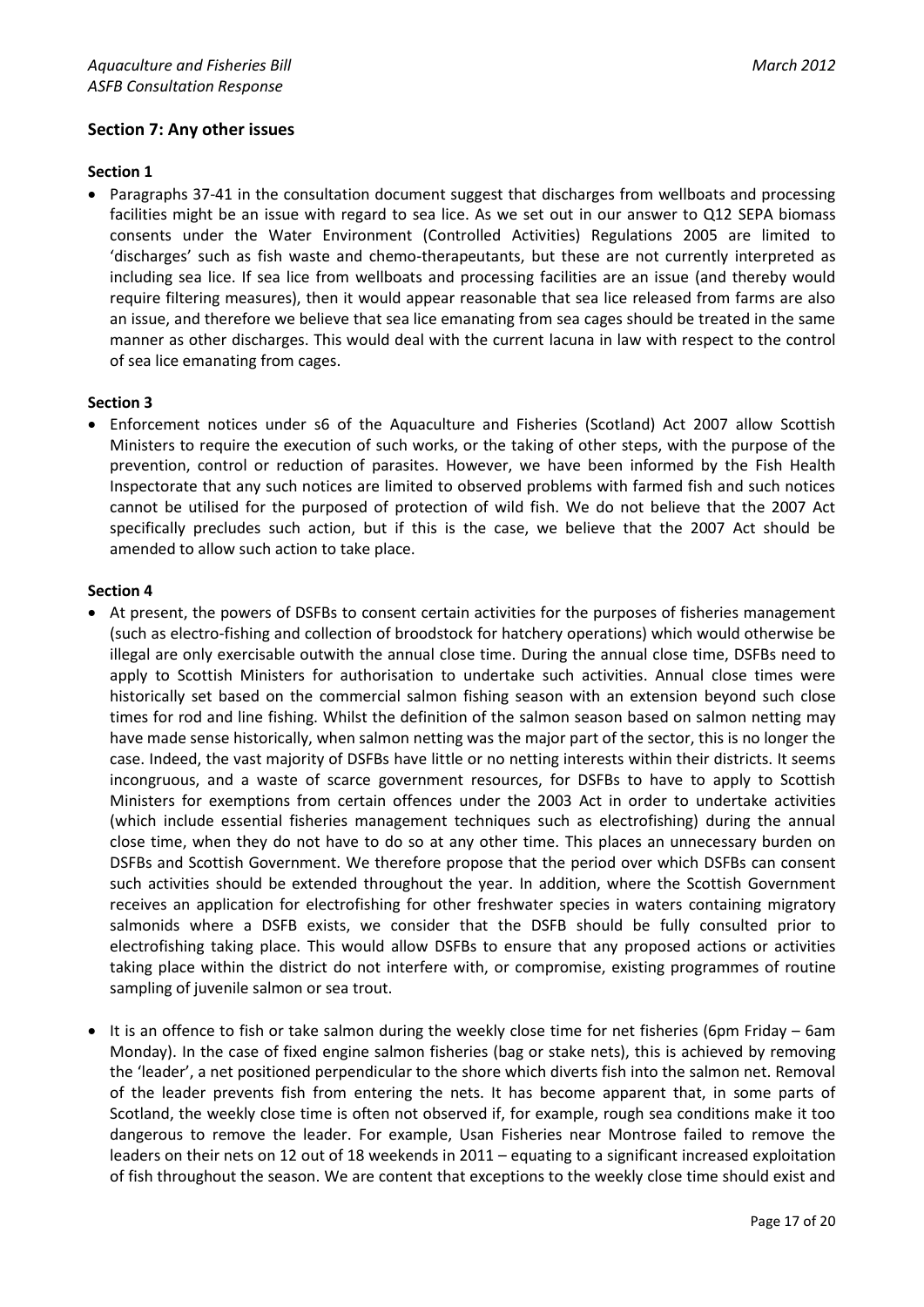## Section 7: Any other issues

### Section 1

- Paragraphs 37-41 in the consultation document suggest that discharges from wellboats and processing facilities might be an issue with regard to sea lice. As we set out in our answer to Q12 SEPA biomass consents under the Water Environment (Controlled Activities) Regulations 2005 are limited to 'discharges' such as fish waste and chemo-therapeutants, but these are not currently interpreted as including sea lice. If sea lice from wellboats and processing facilities are an issue (and thereby would require filtering measures), then it would appear reasonable that sea lice released from farms are also an issue, and therefore we believe that sea lice emanating from sea cages should be treated in the same manner as other discharges. This would deal with the current lacuna in law with respect to the control of sea lice emanating from cages.

### Section 3

- Enforcement notices under s6 of the Aquaculture and Fisheries (Scotland) Act 2007 allow Scottish Ministers to require the execution of such works, or the taking of other steps, with the purpose of the prevention, control or reduction of parasites. However, we have been informed by the Fish Health Inspectorate that any such notices are limited to observed problems with farmed fish and such notices cannot be utilised for the purposed of protection of wild fish. We do not believe that the 2007 Act specifically precludes such action, but if this is the case, we believe that the 2007 Act should be amended to allow such action to take place.

### Section 4

- At present, the powers of DSFBs to consent certain activities for the purposes of fisheries management (such as electro-fishing and collection of broodstock for hatchery operations) which would otherwise be illegal are only exercisable outwith the annual close time. During the annual close time, DSFBs need to apply to Scottish Ministers for authorisation to undertake such activities. Annual close times were historically set based on the commercial salmon fishing season with an extension beyond such close times for rod and line fishing. Whilst the definition of the salmon season based on salmon netting may have made sense historically, when salmon netting was the major part of the sector, this is no longer the case. Indeed, the vast majority of DSFBs have little or no netting interests within their districts. It seems incongruous, and a waste of scarce government resources, for DSFBs to have to apply to Scottish Ministers for exemptions from certain offences under the 2003 Act in order to undertake activities (which include essential fisheries management techniques such as electrofishing) during the annual close time, when they do not have to do so at any other time. This places an unnecessary burden on DSFBs and Scottish Government. We therefore propose that the period over which DSFBs can consent such activities should be extended throughout the year. In addition, where the Scottish Government receives an application for electrofishing for other freshwater species in waters containing migratory salmonids where a DSFB exists, we consider that the DSFB should be fully consulted prior to electrofishing taking place. This would allow DSFBs to ensure that any proposed actions or activities taking place within the district do not interfere with, or compromise, existing programmes of routine sampling of juvenile salmon or sea trout.

- It is an offence to fish or take salmon during the weekly close time for net fisheries (6pm Friday – 6am Monday). In the case of fixed engine salmon fisheries (bag or stake nets), this is achieved by removing the 'leader', a net positioned perpendicular to the shore which diverts fish into the salmon net. Removal of the leader prevents fish from entering the nets. It has become apparent that, in some parts of Scotland, the weekly close time is often not observed if, for example, rough sea conditions make it too dangerous to remove the leader. For example, Usan Fisheries near Montrose failed to remove the leaders on their nets on 12 out of 18 weekends in 2011 – equating to a significant increased exploitation of fish throughout the season. We are content that exceptions to the weekly close time should exist and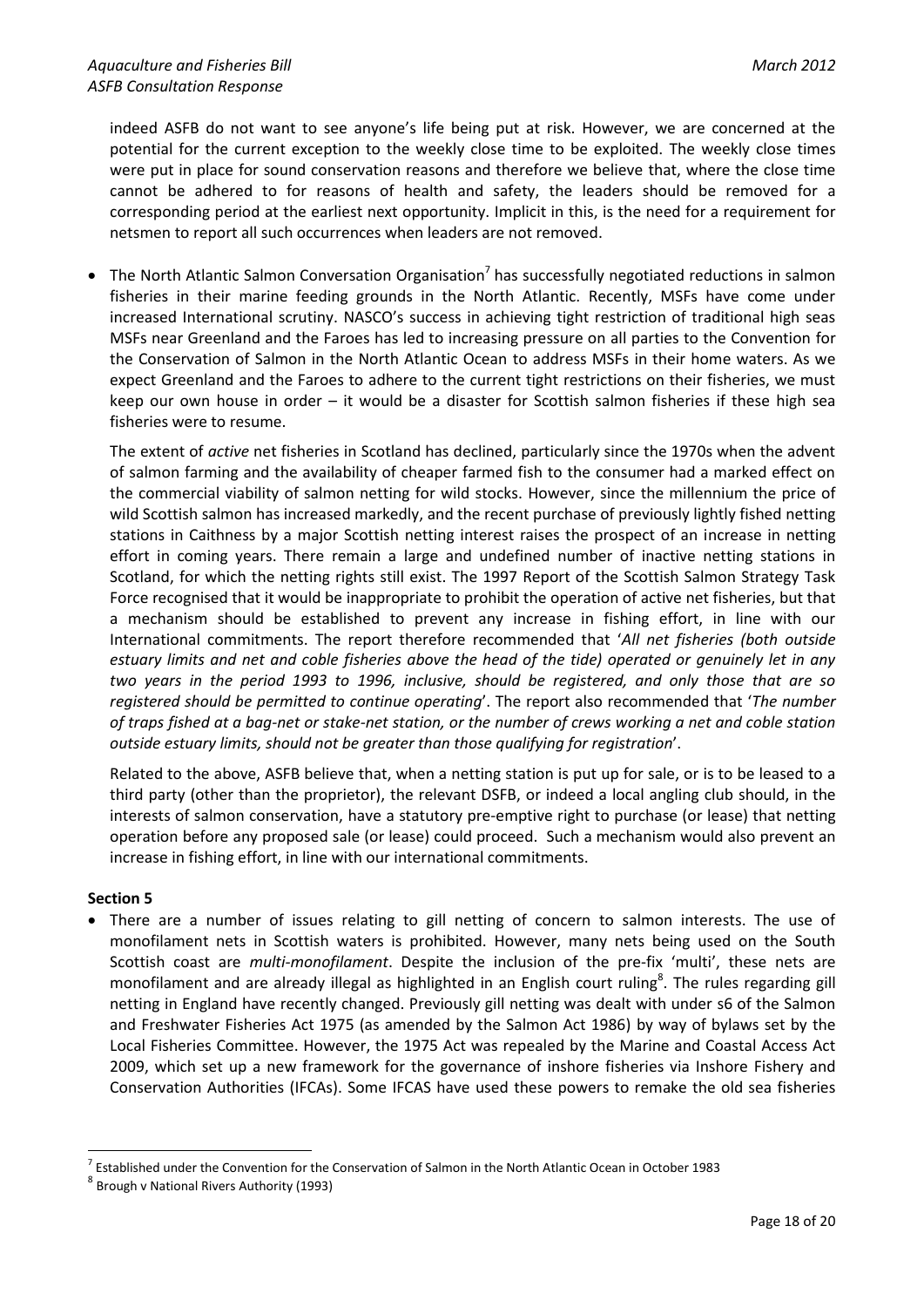indeed ASFB do not want to see anyone's life being put at risk. However, we are concerned at the potential for the current exception to the weekly close time to be exploited. The weekly close times were put in place for sound conservation reasons and therefore we believe that, where the close time cannot be adhered to for reasons of health and safety, the leaders should be removed for a corresponding period at the earliest next opportunity. Implicit in this, is the need for a requirement for netsmen to report all such occurrences when leaders are not removed.

- The North Atlantic Salmon Conversation Organisation[7] has successfully negotiated reductions in salmon fisheries in their marine feeding grounds in the North Atlantic. Recently, MSFs have come under increased International scrutiny. NASCO's success in achieving tight restriction of traditional high seas MSFs near Greenland and the Faroes has led to increasing pressure on all parties to the Convention for the Conservation of Salmon in the North Atlantic Ocean to address MSFs in their home waters. As we expect Greenland and the Faroes to adhere to the current tight restrictions on their fisheries, we must keep our own house in order – it would be a disaster for Scottish salmon fisheries if these high sea fisheries were to resume.

  The extent of *active* net fisheries in Scotland has declined, particularly since the 1970s when the advent of salmon farming and the availability of cheaper farmed fish to the consumer had a marked effect on the commercial viability of salmon netting for wild stocks. However, since the millennium the price of wild Scottish salmon has increased markedly, and the recent purchase of previously lightly fished netting stations in Caithness by a major Scottish netting interest raises the prospect of an increase in netting effort in coming years. There remain a large and undefined number of inactive netting stations in Scotland, for which the netting rights still exist. The 1997 Report of the Scottish Salmon Strategy Task Force recognised that it would be inappropriate to prohibit the operation of active net fisheries, but that a mechanism should be established to prevent any increase in fishing effort, in line with our International commitments. The report therefore recommended that '*All net fisheries (both outside estuary limits and net and coble fisheries above the head of the tide) operated or genuinely let in any two years in the period 1993 to 1996, inclusive, should be registered, and only those that are so registered should be permitted to continue operating*'. The report also recommended that '*The number of traps fished at a bag-net or stake-net station, or the number of crews working a net and coble station outside estuary limits, should not be greater than those qualifying for registration*'.

  Related to the above, ASFB believe that, when a netting station is put up for sale, or is to be leased to a third party (other than the proprietor), the relevant DSFB, or indeed a local angling club should, in the interests of salmon conservation, have a statutory pre-emptive right to purchase (or lease) that netting operation before any proposed sale (or lease) could proceed. Such a mechanism would also prevent an increase in fishing effort, in line with our international commitments.

**Section 5**

- There are a number of issues relating to gill netting of concern to salmon interests. The use of monofilament nets in Scottish waters is prohibited. However, many nets being used on the South Scottish coast are *multi-monofilament*. Despite the inclusion of the pre-fix 'multi', these nets are monofilament and are already illegal as highlighted in an English court ruling[8]. The rules regarding gill netting in England have recently changed. Previously gill netting was dealt with under s6 of the Salmon and Freshwater Fisheries Act 1975 (as amended by the Salmon Act 1986) by way of bylaws set by the Local Fisheries Committee. However, the 1975 Act was repealed by the Marine and Coastal Access Act 2009, which set up a new framework for the governance of inshore fisheries via Inshore Fishery and Conservation Authorities (IFCAs). Some IFCAS have used these powers to remake the old sea fisheries

[7] Established under the Convention for the Conservation of Salmon in the North Atlantic Ocean in October 1983

[8] Brough v National Rivers Authority (1993)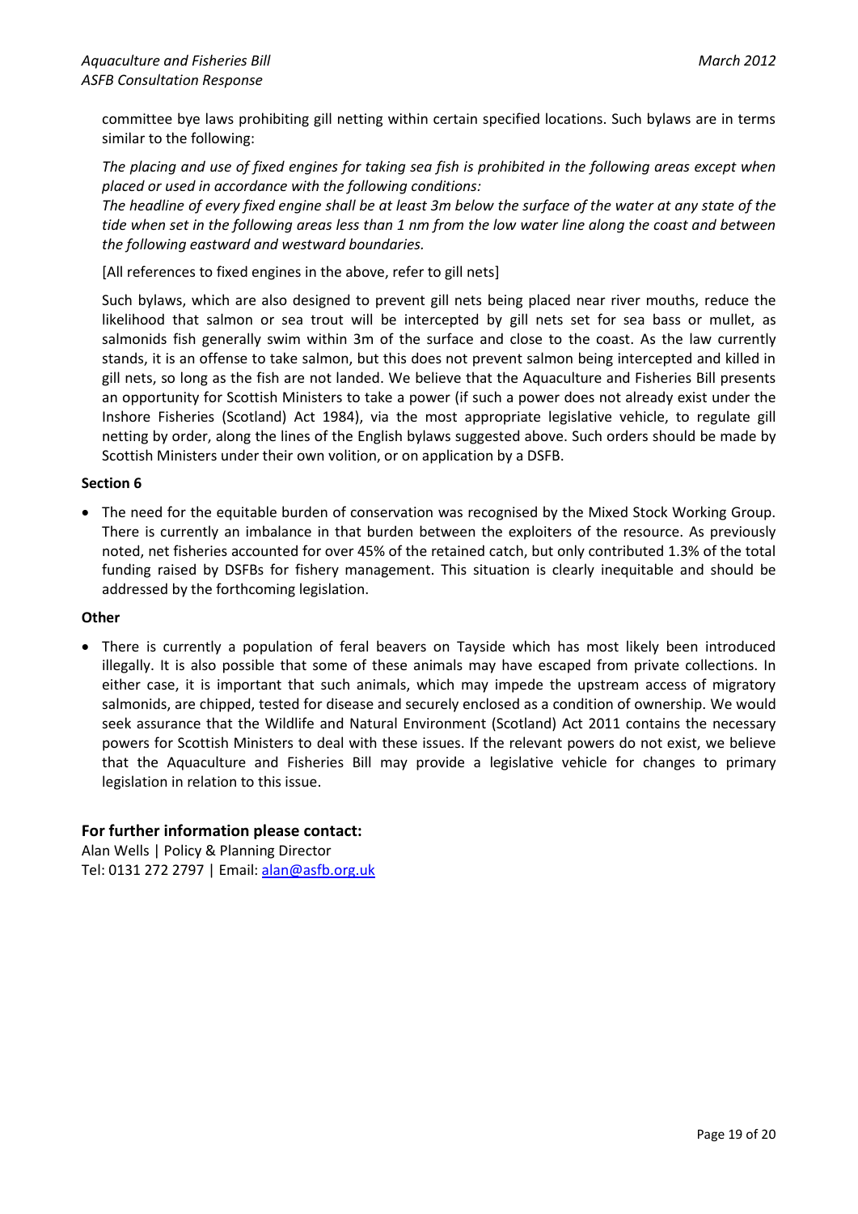committee bye laws prohibiting gill netting within certain specified locations. Such bylaws are in terms similar to the following:

*The placing and use of fixed engines for taking sea fish is prohibited in the following areas except when placed or used in accordance with the following conditions:*
*The headline of every fixed engine shall be at least 3m below the surface of the water at any state of the tide when set in the following areas less than 1 nm from the low water line along the coast and between the following eastward and westward boundaries.*

[All references to fixed engines in the above, refer to gill nets]

Such bylaws, which are also designed to prevent gill nets being placed near river mouths, reduce the likelihood that salmon or sea trout will be intercepted by gill nets set for sea bass or mullet, as salmonids fish generally swim within 3m of the surface and close to the coast. As the law currently stands, it is an offense to take salmon, but this does not prevent salmon being intercepted and killed in gill nets, so long as the fish are not landed. We believe that the Aquaculture and Fisheries Bill presents an opportunity for Scottish Ministers to take a power (if such a power does not already exist under the Inshore Fisheries (Scotland) Act 1984), via the most appropriate legislative vehicle, to regulate gill netting by order, along the lines of the English bylaws suggested above. Such orders should be made by Scottish Ministers under their own volition, or on application by a DSFB.

**Section 6**

- The need for the equitable burden of conservation was recognised by the Mixed Stock Working Group. There is currently an imbalance in that burden between the exploiters of the resource. As previously noted, net fisheries accounted for over 45% of the retained catch, but only contributed 1.3% of the total funding raised by DSFBs for fishery management. This situation is clearly inequitable and should be addressed by the forthcoming legislation.

**Other**

- There is currently a population of feral beavers on Tayside which has most likely been introduced illegally. It is also possible that some of these animals may have escaped from private collections. In either case, it is important that such animals, which may impede the upstream access of migratory salmonids, are chipped, tested for disease and securely enclosed as a condition of ownership. We would seek assurance that the Wildlife and Natural Environment (Scotland) Act 2011 contains the necessary powers for Scottish Ministers to deal with these issues. If the relevant powers do not exist, we believe that the Aquaculture and Fisheries Bill may provide a legislative vehicle for changes to primary legislation in relation to this issue.

## For further information please contact:

Alan Wells | Policy & Planning Director
Tel: 0131 272 2797 | Email: alan@asfb.org.uk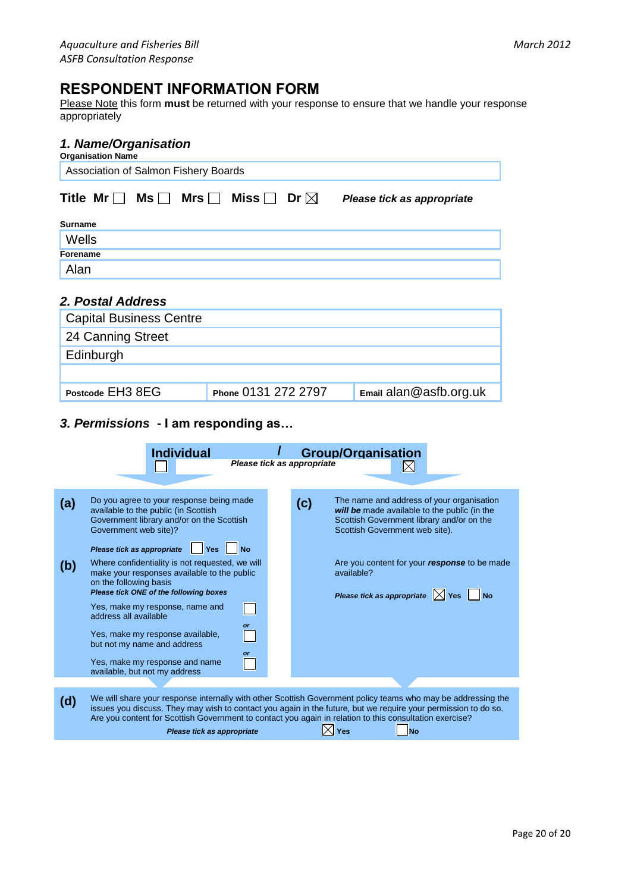# RESPONDENT INFORMATION FORM

Please Note this form **must** be returned with your response to ensure that we handle your response appropriately

## *1. Name/Organisation*

**Organisation Name**

Association of Salmon Fishery Boards

**Title** Mr ☐ Ms ☐ Mrs ☐ Miss ☐ Dr ☒ *Please tick as appropriate*

**Surname**

Wells

**Forename**

Alan

## *2. Postal Address*

Capital Business Centre
24 Canning Street
Edinburgh

**Postcode** EH3 8EG **Phone** 0131 272 2797 **Email** alan@asfb.org.uk

## *3. Permissions* - I am responding as…

**Individual** ☐ / **Group/Organisation** ☒

*Please tick as appropriate*

**(a)** Do you agree to your response being made available to the public (in Scottish Government library and/or on the Scottish Government web site)?

*Please tick as appropriate* ☐ Yes ☐ No

**(b)** Where confidentiality is not requested, we will make your responses available to the public on the following basis

*Please tick ONE of the following boxes*

Yes, make my response, name and address all available ☐

*or*

Yes, make my response available, but not my name and address ☐

*or*

Yes, make my response and name available, but not my address ☐

**(c)** The name and address of your organisation ***will be*** made available to the public (in the Scottish Government library and/or on the Scottish Government web site).

Are you content for your ***response*** to be made available?

*Please tick as appropriate* ☒ Yes ☐ No

**(d)** We will share your response internally with other Scottish Government policy teams who may be addressing the issues you discuss. They may wish to contact you again in the future, but we require your permission to do so. Are you content for Scottish Government to contact you again in relation to this consultation exercise?

*Please tick as appropriate* ☒ Yes ☐ No